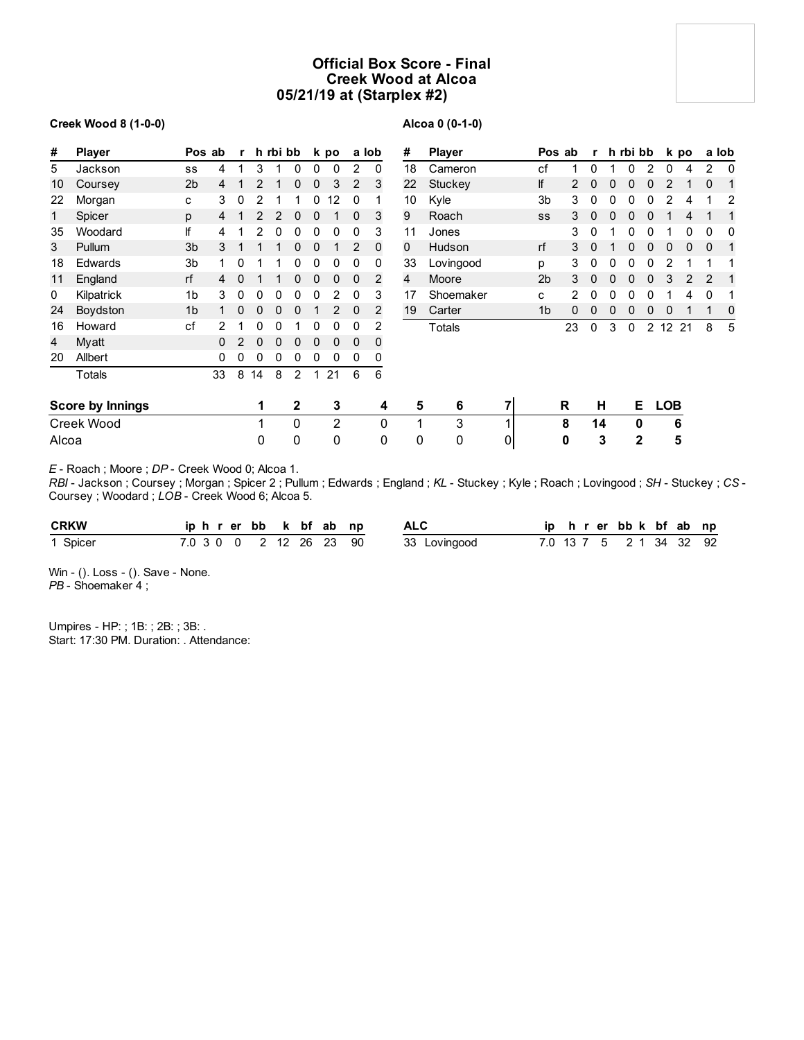# Official Box Score - Final
## Creek Wood at Alcoa
## 05/21/19 at (Starplex #2)

**Creek Wood 8 (1-0-0)**

| # | Player | Pos | ab | r | h | rbi | bb | k | po | a | lob |
|---|---|---|---|---|---|---|---|---|---|---|---|
| 5 | Jackson | ss | 4 | 1 | 3 | 1 | 0 | 0 | 0 | 2 | 0 |
| 10 | Coursey | 2b | 4 | 1 | 2 | 1 | 0 | 0 | 3 | 2 | 3 |
| 22 | Morgan | c | 3 | 0 | 2 | 1 | 1 | 0 | 12 | 0 | 1 |
| 1 | Spicer | p | 4 | 1 | 2 | 2 | 0 | 0 | 1 | 0 | 3 |
| 35 | Woodard | lf | 4 | 1 | 2 | 0 | 0 | 0 | 0 | 0 | 3 |
| 3 | Pullum | 3b | 3 | 1 | 1 | 1 | 0 | 0 | 1 | 2 | 0 |
| 18 | Edwards | 3b | 1 | 0 | 1 | 1 | 0 | 0 | 0 | 0 | 0 |
| 11 | England | rf | 4 | 0 | 1 | 1 | 0 | 0 | 0 | 0 | 2 |
| 0 | Kilpatrick | 1b | 3 | 0 | 0 | 0 | 0 | 0 | 2 | 0 | 3 |
| 24 | Boydston | 1b | 1 | 0 | 0 | 0 | 0 | 1 | 2 | 0 | 2 |
| 16 | Howard | cf | 2 | 1 | 0 | 0 | 1 | 0 | 0 | 0 | 2 |
| 4 | Myatt | | 0 | 2 | 0 | 0 | 0 | 0 | 0 | 0 | 0 |
| 20 | Allbert | | 0 | 0 | 0 | 0 | 0 | 0 | 0 | 0 | 0 |
| | Totals | | 33 | 8 | 14 | 8 | 2 | 1 | 21 | 6 | 6 |

**Alcoa 0 (0-1-0)**

| # | Player | Pos | ab | r | h | rbi | bb | k | po | a | lob |
|---|---|---|---|---|---|---|---|---|---|---|---|
| 18 | Cameron | cf | 1 | 0 | 1 | 0 | 2 | 0 | 4 | 2 | 0 |
| 22 | Stuckey | lf | 2 | 0 | 0 | 0 | 0 | 2 | 1 | 0 | 1 |
| 10 | Kyle | 3b | 3 | 0 | 0 | 0 | 0 | 2 | 4 | 1 | 2 |
| 9 | Roach | ss | 3 | 0 | 0 | 0 | 0 | 1 | 4 | 1 | 1 |
| 11 | Jones | | 3 | 0 | 1 | 0 | 0 | 1 | 0 | 0 | 0 |
| 0 | Hudson | rf | 3 | 0 | 1 | 0 | 0 | 0 | 0 | 0 | 1 |
| 33 | Lovingood | p | 3 | 0 | 0 | 0 | 0 | 2 | 1 | 1 | 1 |
| 4 | Moore | 2b | 3 | 0 | 0 | 0 | 0 | 3 | 2 | 2 | 1 |
| 17 | Shoemaker | c | 2 | 0 | 0 | 0 | 0 | 1 | 4 | 0 | 1 |
| 19 | Carter | 1b | 0 | 0 | 0 | 0 | 0 | 0 | 1 | 1 | 0 |
| | Totals | | 23 | 0 | 3 | 0 | 2 | 12 | 21 | 8 | 5 |

| Score by Innings | 1 | 2 | 3 | 4 | 5 | 6 | 7 | R | H | E | LOB |
|---|---|---|---|---|---|---|---|---|---|---|---|
| Creek Wood | 1 | 0 | 2 | 0 | 1 | 3 | 1 | 8 | 14 | 0 | 6 |
| Alcoa | 0 | 0 | 0 | 0 | 0 | 0 | 0 | 0 | 3 | 2 | 5 |

*E* - Roach ; Moore ; *DP* - Creek Wood 0; Alcoa 1.
*RBI* - Jackson ; Coursey ; Morgan ; Spicer 2 ; Pullum ; Edwards ; England ; *KL* - Stuckey ; Kyle ; Roach ; Lovingood ; *SH* - Stuckey ; *CS* - Coursey ; Woodard ; *LOB* - Creek Wood 6; Alcoa 5.

| CRKW | ip | h | r | er | bb | k | bf | ab | np |
|---|---|---|---|---|---|---|---|---|---|
| 1 Spicer | 7.0 | 3 | 0 | 0 | 2 | 12 | 26 | 23 | 90 |

| ALC | ip | h | r | er | bb | k | bf | ab | np |
|---|---|---|---|---|---|---|---|---|---|
| 33 Lovingood | 7.0 | 13 | 7 | 5 | 2 | 1 | 34 | 32 | 92 |

Win - (). Loss - (). Save - None.
*PB* - Shoemaker 4 ;

Umpires - HP: ; 1B: ; 2B: ; 3B: .
Start: 17:30 PM. Duration: . Attendance: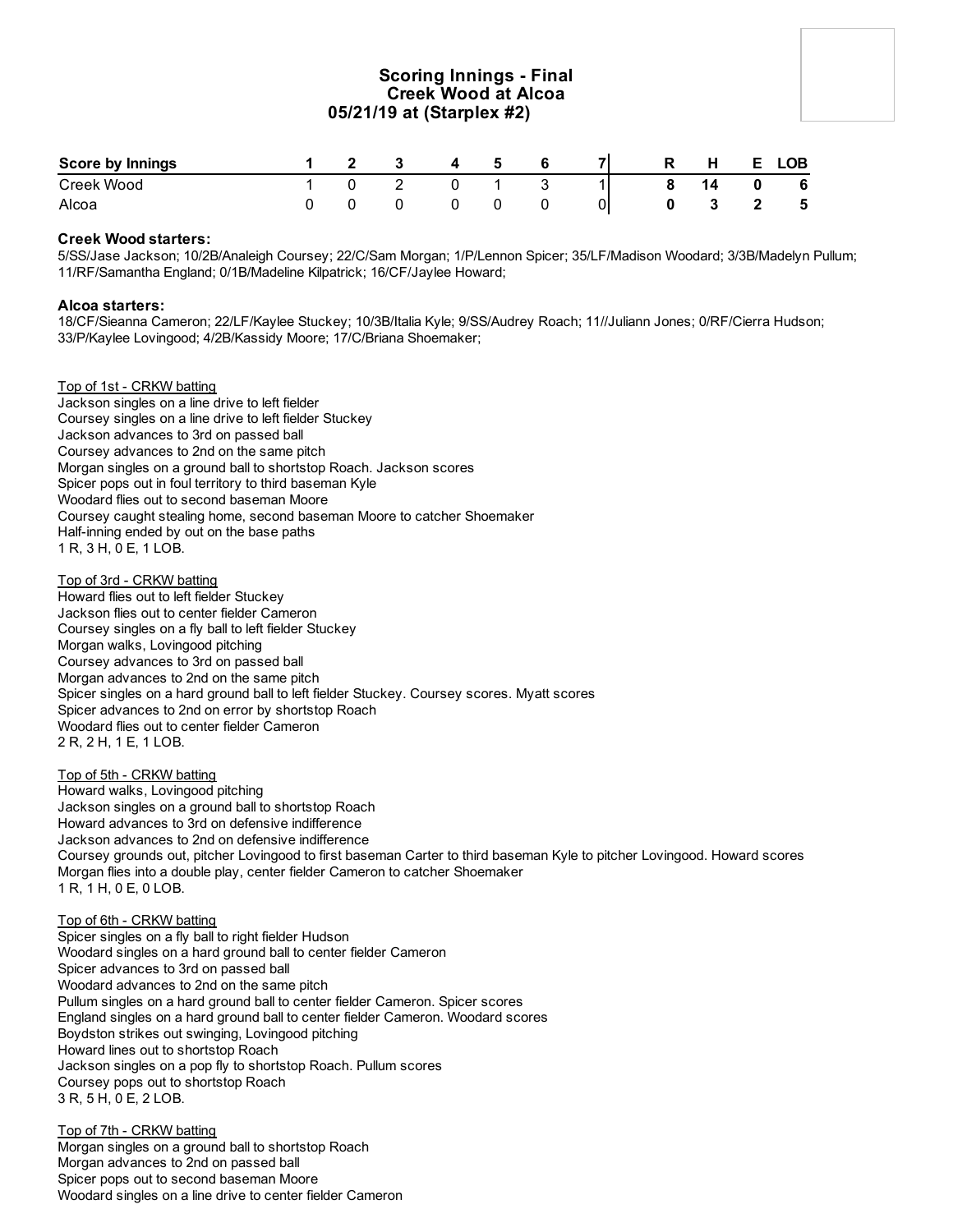# Scoring Innings - Final
## Creek Wood at Alcoa
### 05/21/19 at (Starplex #2)

| Score by Innings | 1 | 2 | 3 | 4 | 5 | 6 | 7 | R | H | E | LOB |
|---|---|---|---|---|---|---|---|---|---|---|---|
| Creek Wood | 1 | 0 | 2 | 0 | 1 | 3 | 1 | **8** | **14** | **0** | **6** |
| Alcoa | 0 | 0 | 0 | 0 | 0 | 0 | 0 | **0** | **3** | **2** | **5** |

**Creek Wood starters:**
5/SS/Jase Jackson; 10/2B/Analeigh Coursey; 22/C/Sam Morgan; 1/P/Lennon Spicer; 35/LF/Madison Woodard; 3/3B/Madelyn Pullum; 11/RF/Samantha England; 0/1B/Madeline Kilpatrick; 16/CF/Jaylee Howard;

**Alcoa starters:**
18/CF/Sieanna Cameron; 22/LF/Kaylee Stuckey; 10/3B/Italia Kyle; 9/SS/Audrey Roach; 11//Juliann Jones; 0/RF/Cierra Hudson; 33/P/Kaylee Lovingood; 4/2B/Kassidy Moore; 17/C/Briana Shoemaker;

Top of 1st - CRKW batting
Jackson singles on a line drive to left fielder
Coursey singles on a line drive to left fielder Stuckey
Jackson advances to 3rd on passed ball
Coursey advances to 2nd on the same pitch
Morgan singles on a ground ball to shortstop Roach. Jackson scores
Spicer pops out in foul territory to third baseman Kyle
Woodard flies out to second baseman Moore
Coursey caught stealing home, second baseman Moore to catcher Shoemaker
Half-inning ended by out on the base paths
1 R, 3 H, 0 E, 1 LOB.

Top of 3rd - CRKW batting
Howard flies out to left fielder Stuckey
Jackson flies out to center fielder Cameron
Coursey singles on a fly ball to left fielder Stuckey
Morgan walks, Lovingood pitching
Coursey advances to 3rd on passed ball
Morgan advances to 2nd on the same pitch
Spicer singles on a hard ground ball to left fielder Stuckey. Coursey scores. Myatt scores
Spicer advances to 2nd on error by shortstop Roach
Woodard flies out to center fielder Cameron
2 R, 2 H, 1 E, 1 LOB.

Top of 5th - CRKW batting
Howard walks, Lovingood pitching
Jackson singles on a ground ball to shortstop Roach
Howard advances to 3rd on defensive indifference
Jackson advances to 2nd on defensive indifference
Coursey grounds out, pitcher Lovingood to first baseman Carter to third baseman Kyle to pitcher Lovingood. Howard scores
Morgan flies into a double play, center fielder Cameron to catcher Shoemaker
1 R, 1 H, 0 E, 0 LOB.

Top of 6th - CRKW batting
Spicer singles on a fly ball to right fielder Hudson
Woodard singles on a hard ground ball to center fielder Cameron
Spicer advances to 3rd on passed ball
Woodard advances to 2nd on the same pitch
Pullum singles on a hard ground ball to center fielder Cameron. Spicer scores
England singles on a hard ground ball to center fielder Cameron. Woodard scores
Boydston strikes out swinging, Lovingood pitching
Howard lines out to shortstop Roach
Jackson singles on a pop fly to shortstop Roach. Pullum scores
Coursey pops out to shortstop Roach
3 R, 5 H, 0 E, 2 LOB.

Top of 7th - CRKW batting
Morgan singles on a ground ball to shortstop Roach
Morgan advances to 2nd on passed ball
Spicer pops out to second baseman Moore
Woodard singles on a line drive to center fielder Cameron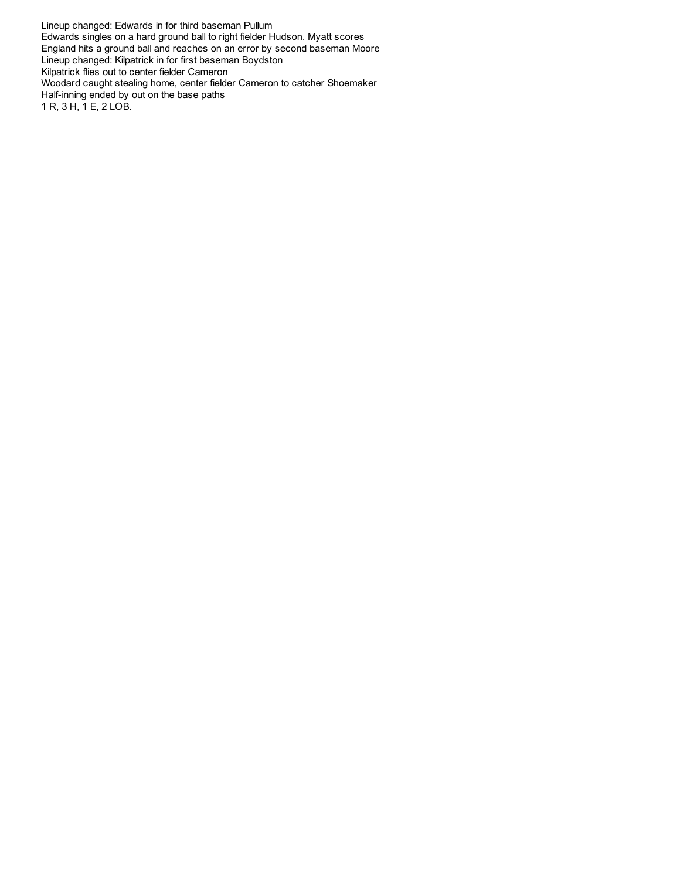Lineup changed: Edwards in for third baseman Pullum
Edwards singles on a hard ground ball to right fielder Hudson. Myatt scores
England hits a ground ball and reaches on an error by second baseman Moore
Lineup changed: Kilpatrick in for first baseman Boydston
Kilpatrick flies out to center fielder Cameron
Woodard caught stealing home, center fielder Cameron to catcher Shoemaker
Half-inning ended by out on the base paths
1 R, 3 H, 1 E, 2 LOB.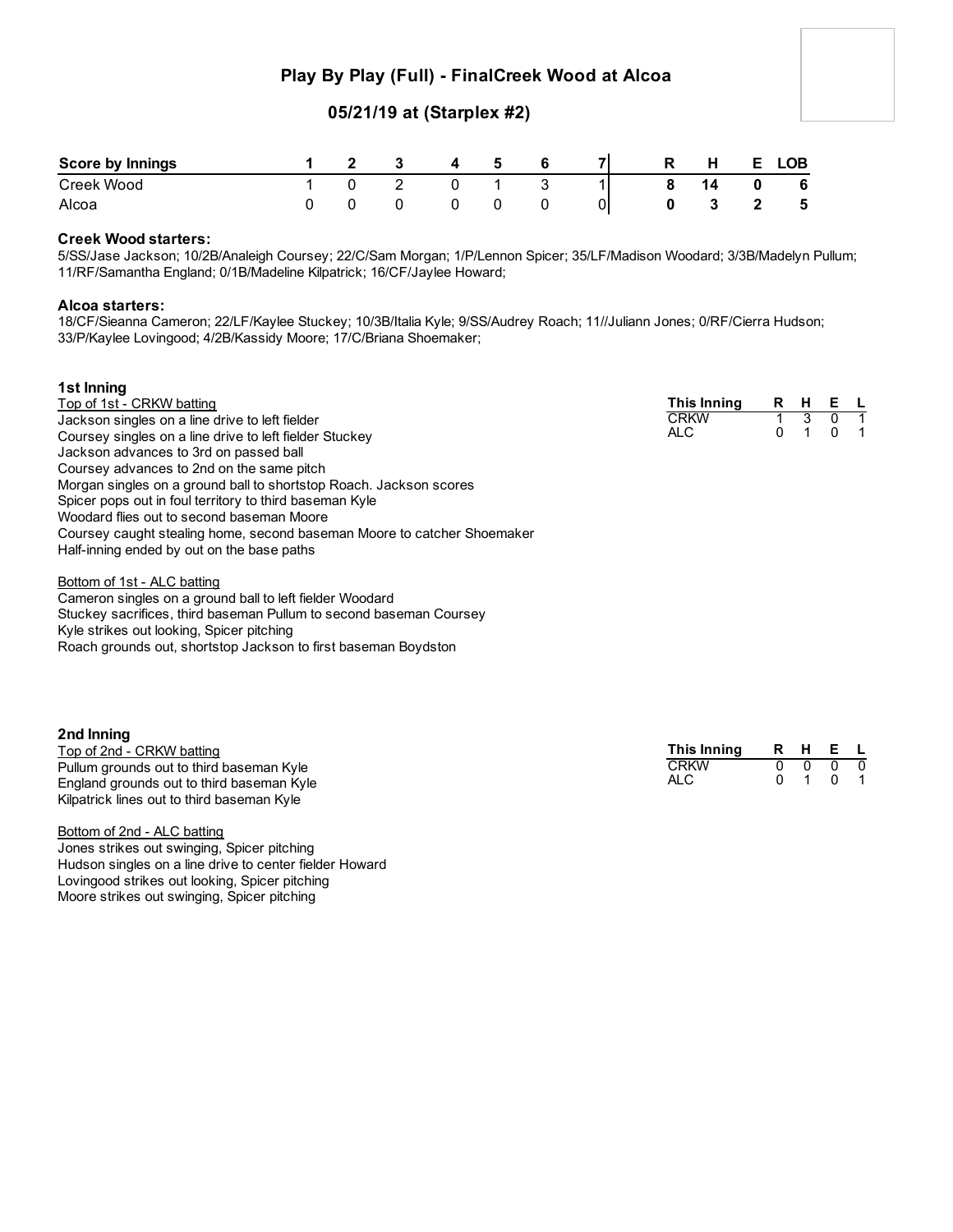# Play By Play (Full) - FinalCreek Wood at Alcoa

## 05/21/19 at (Starplex #2)

| Score by Innings | 1 | 2 | 3 | 4 | 5 | 6 | 7 | R | H | E | LOB |
|---|---|---|---|---|---|---|---|---|---|---|---|
| Creek Wood | 1 | 0 | 2 | 0 | 1 | 3 | 1 | 8 | 14 | 0 | 6 |
| Alcoa | 0 | 0 | 0 | 0 | 0 | 0 | 0 | 0 | 3 | 2 | 5 |

**Creek Wood starters:**
5/SS/Jase Jackson; 10/2B/Analeigh Coursey; 22/C/Sam Morgan; 1/P/Lennon Spicer; 35/LF/Madison Woodard; 3/3B/Madelyn Pullum; 11/RF/Samantha England; 0/1B/Madeline Kilpatrick; 16/CF/Jaylee Howard;

**Alcoa starters:**
18/CF/Sieanna Cameron; 22/LF/Kaylee Stuckey; 10/3B/Italia Kyle; 9/SS/Audrey Roach; 11//Juliann Jones; 0/RF/Cierra Hudson; 33/P/Kaylee Lovingood; 4/2B/Kassidy Moore; 17/C/Briana Shoemaker;

### 1st Inning

Top of 1st - CRKW batting

Jackson singles on a line drive to left fielder
Coursey singles on a line drive to left fielder Stuckey
Jackson advances to 3rd on passed ball
Coursey advances to 2nd on the same pitch
Morgan singles on a ground ball to shortstop Roach. Jackson scores
Spicer pops out in foul territory to third baseman Kyle
Woodard flies out to second baseman Moore
Coursey caught stealing home, second baseman Moore to catcher Shoemaker
Half-inning ended by out on the base paths

| This Inning | R | H | E | L |
|---|---|---|---|---|
| CRKW | 1 | 3 | 0 | 1 |
| ALC | 0 | 1 | 0 | 1 |

Bottom of 1st - ALC batting

Cameron singles on a ground ball to left fielder Woodard
Stuckey sacrifices, third baseman Pullum to second baseman Coursey
Kyle strikes out looking, Spicer pitching
Roach grounds out, shortstop Jackson to first baseman Boydston

### 2nd Inning

Top of 2nd - CRKW batting

Pullum grounds out to third baseman Kyle
England grounds out to third baseman Kyle
Kilpatrick lines out to third baseman Kyle

| This Inning | R | H | E | L |
|---|---|---|---|---|
| CRKW | 0 | 0 | 0 | 0 |
| ALC | 0 | 1 | 0 | 1 |

Bottom of 2nd - ALC batting

Jones strikes out swinging, Spicer pitching
Hudson singles on a line drive to center fielder Howard
Lovingood strikes out looking, Spicer pitching
Moore strikes out swinging, Spicer pitching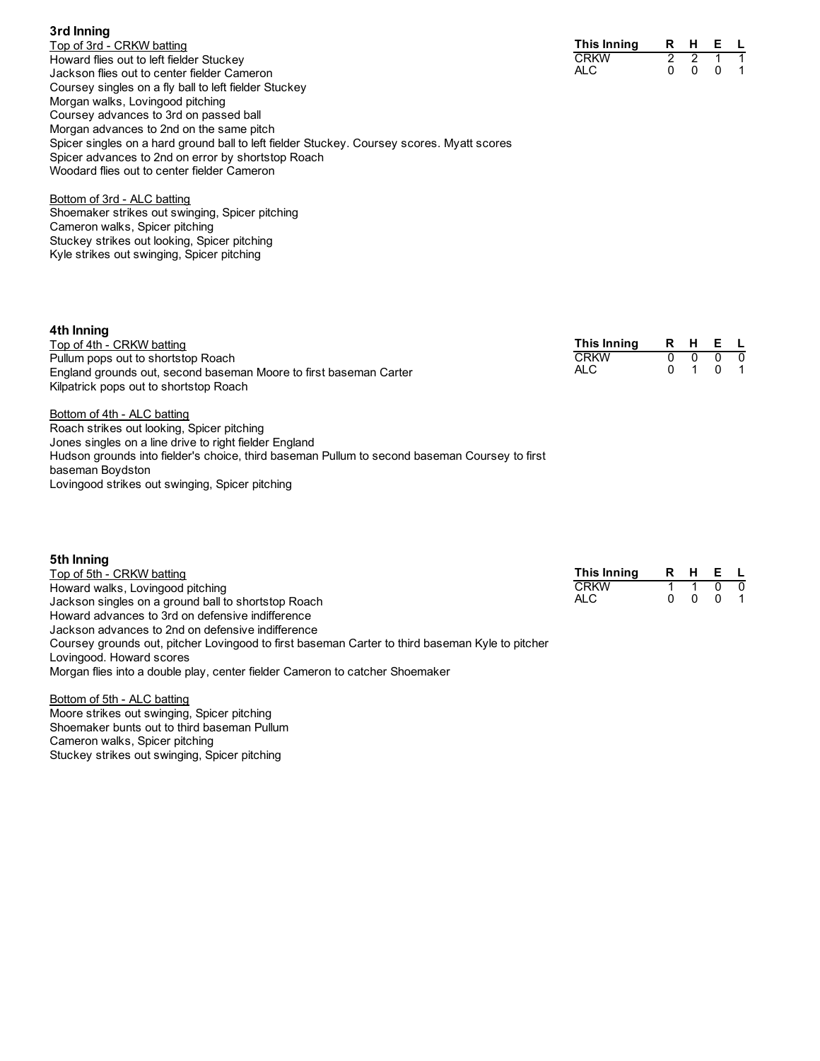### 3rd Inning

Top of 3rd - CRKW batting
Howard flies out to left fielder Stuckey
Jackson flies out to center fielder Cameron
Coursey singles on a fly ball to left fielder Stuckey
Morgan walks, Lovingood pitching
Coursey advances to 3rd on passed ball
Morgan advances to 2nd on the same pitch
Spicer singles on a hard ground ball to left fielder Stuckey. Coursey scores. Myatt scores
Spicer advances to 2nd on error by shortstop Roach
Woodard flies out to center fielder Cameron

| This Inning | R | H | E | L |
|---|---|---|---|---|
| CRKW | 2 | 2 | 1 | 1 |
| ALC | 0 | 0 | 0 | 1 |

Bottom of 3rd - ALC batting
Shoemaker strikes out swinging, Spicer pitching
Cameron walks, Spicer pitching
Stuckey strikes out looking, Spicer pitching
Kyle strikes out swinging, Spicer pitching

### 4th Inning

Top of 4th - CRKW batting
Pullum pops out to shortstop Roach
England grounds out, second baseman Moore to first baseman Carter
Kilpatrick pops out to shortstop Roach

| This Inning | R | H | E | L |
|---|---|---|---|---|
| CRKW | 0 | 0 | 0 | 0 |
| ALC | 0 | 1 | 0 | 1 |

Bottom of 4th - ALC batting
Roach strikes out looking, Spicer pitching
Jones singles on a line drive to right fielder England
Hudson grounds into fielder's choice, third baseman Pullum to second baseman Coursey to first baseman Boydston
Lovingood strikes out swinging, Spicer pitching

### 5th Inning

Top of 5th - CRKW batting
Howard walks, Lovingood pitching
Jackson singles on a ground ball to shortstop Roach
Howard advances to 3rd on defensive indifference
Jackson advances to 2nd on defensive indifference
Coursey grounds out, pitcher Lovingood to first baseman Carter to third baseman Kyle to pitcher Lovingood. Howard scores
Morgan flies into a double play, center fielder Cameron to catcher Shoemaker

| This Inning | R | H | E | L |
|---|---|---|---|---|
| CRKW | 1 | 1 | 0 | 0 |
| ALC | 0 | 0 | 0 | 1 |

Bottom of 5th - ALC batting
Moore strikes out swinging, Spicer pitching
Shoemaker bunts out to third baseman Pullum
Cameron walks, Spicer pitching
Stuckey strikes out swinging, Spicer pitching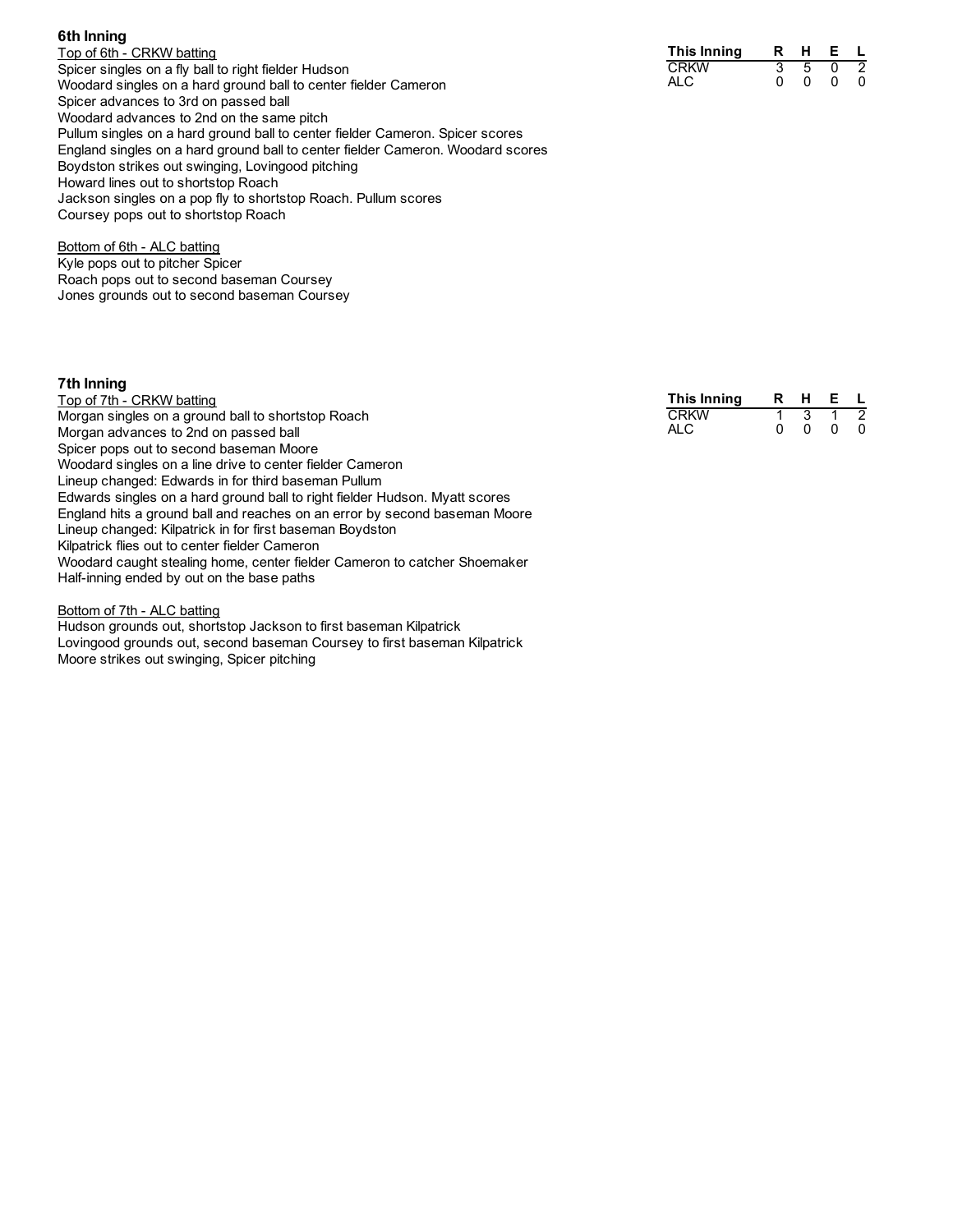### 6th Inning

Top of 6th - CRKW batting

Spicer singles on a fly ball to right fielder Hudson
Woodard singles on a hard ground ball to center fielder Cameron
Spicer advances to 3rd on passed ball
Woodard advances to 2nd on the same pitch
Pullum singles on a hard ground ball to center fielder Cameron. Spicer scores
England singles on a hard ground ball to center fielder Cameron. Woodard scores
Boydston strikes out swinging, Lovingood pitching
Howard lines out to shortstop Roach
Jackson singles on a pop fly to shortstop Roach. Pullum scores
Coursey pops out to shortstop Roach

| This Inning | R | H | E | L |
|---|---|---|---|---|
| CRKW | 3 | 5 | 0 | 2 |
| ALC | 0 | 0 | 0 | 0 |

Bottom of 6th - ALC batting

Kyle pops out to pitcher Spicer
Roach pops out to second baseman Coursey
Jones grounds out to second baseman Coursey

### 7th Inning

Top of 7th - CRKW batting

Morgan singles on a ground ball to shortstop Roach
Morgan advances to 2nd on passed ball
Spicer pops out to second baseman Moore
Woodard singles on a line drive to center fielder Cameron
Lineup changed: Edwards in for third baseman Pullum
Edwards singles on a hard ground ball to right fielder Hudson. Myatt scores
England hits a ground ball and reaches on an error by second baseman Moore
Lineup changed: Kilpatrick in for first baseman Boydston
Kilpatrick flies out to center fielder Cameron
Woodard caught stealing home, center fielder Cameron to catcher Shoemaker
Half-inning ended by out on the base paths

| This Inning | R | H | E | L |
|---|---|---|---|---|
| CRKW | 1 | 3 | 1 | 2 |
| ALC | 0 | 0 | 0 | 0 |

Bottom of 7th - ALC batting

Hudson grounds out, shortstop Jackson to first baseman Kilpatrick
Lovingood grounds out, second baseman Coursey to first baseman Kilpatrick
Moore strikes out swinging, Spicer pitching